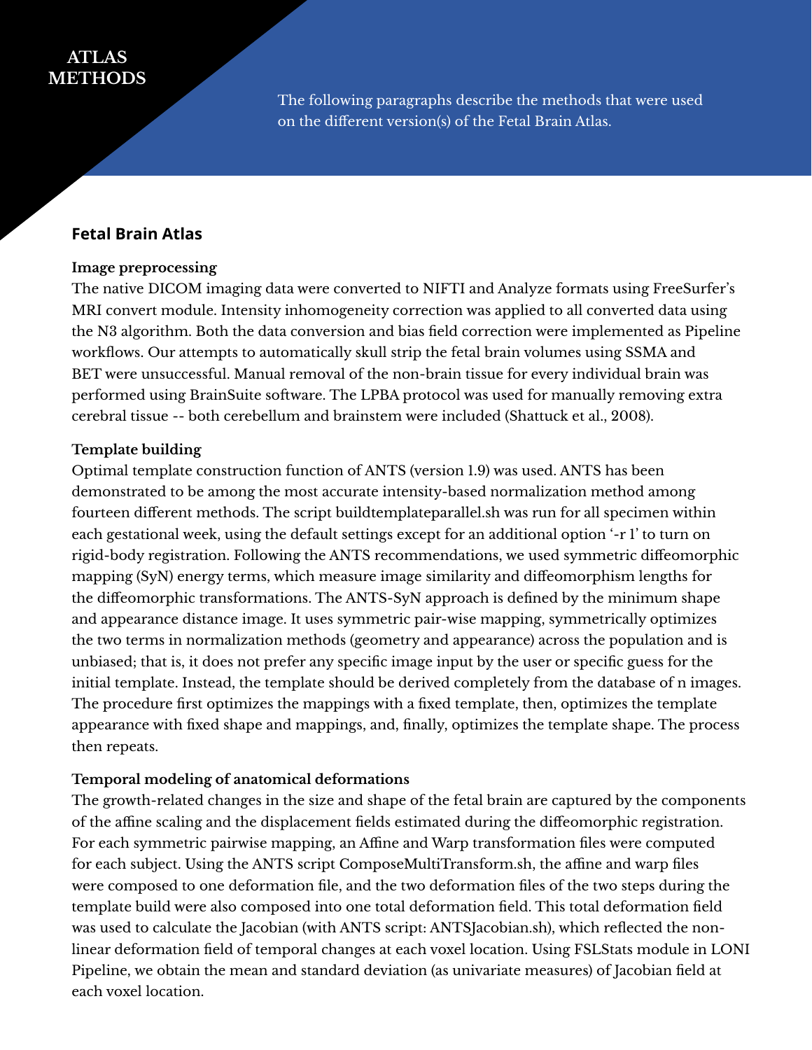# ATLAS METHODS

The following paragraphs describe the methods that were used on the different version(s) of the Fetal Brain Atlas.

## Fetal Brain Atlas

**Image preprocessing**

The native DICOM imaging data were converted to NIFTI and Analyze formats using FreeSurfer's MRI convert module. Intensity inhomogeneity correction was applied to all converted data using the N3 algorithm. Both the data conversion and bias field correction were implemented as Pipeline workflows. Our attempts to automatically skull strip the fetal brain volumes using SSMA and BET were unsuccessful. Manual removal of the non-brain tissue for every individual brain was performed using BrainSuite software. The LPBA protocol was used for manually removing extra cerebral tissue -- both cerebellum and brainstem were included (Shattuck et al., 2008).

**Template building**

Optimal template construction function of ANTS (version 1.9) was used. ANTS has been demonstrated to be among the most accurate intensity-based normalization method among fourteen different methods. The script buildtemplateparallel.sh was run for all specimen within each gestational week, using the default settings except for an additional option '-r 1' to turn on rigid-body registration. Following the ANTS recommendations, we used symmetric diffeomorphic mapping (SyN) energy terms, which measure image similarity and diffeomorphism lengths for the diffeomorphic transformations. The ANTS-SyN approach is defined by the minimum shape and appearance distance image. It uses symmetric pair-wise mapping, symmetrically optimizes the two terms in normalization methods (geometry and appearance) across the population and is unbiased; that is, it does not prefer any specific image input by the user or specific guess for the initial template. Instead, the template should be derived completely from the database of n images. The procedure first optimizes the mappings with a fixed template, then, optimizes the template appearance with fixed shape and mappings, and, finally, optimizes the template shape. The process then repeats.

**Temporal modeling of anatomical deformations**

The growth-related changes in the size and shape of the fetal brain are captured by the components of the affine scaling and the displacement fields estimated during the diffeomorphic registration. For each symmetric pairwise mapping, an Affine and Warp transformation files were computed for each subject. Using the ANTS script ComposeMultiTransform.sh, the affine and warp files were composed to one deformation file, and the two deformation files of the two steps during the template build were also composed into one total deformation field. This total deformation field was used to calculate the Jacobian (with ANTS script: ANTSJacobian.sh), which reflected the non-linear deformation field of temporal changes at each voxel location. Using FSLStats module in LONI Pipeline, we obtain the mean and standard deviation (as univariate measures) of Jacobian field at each voxel location.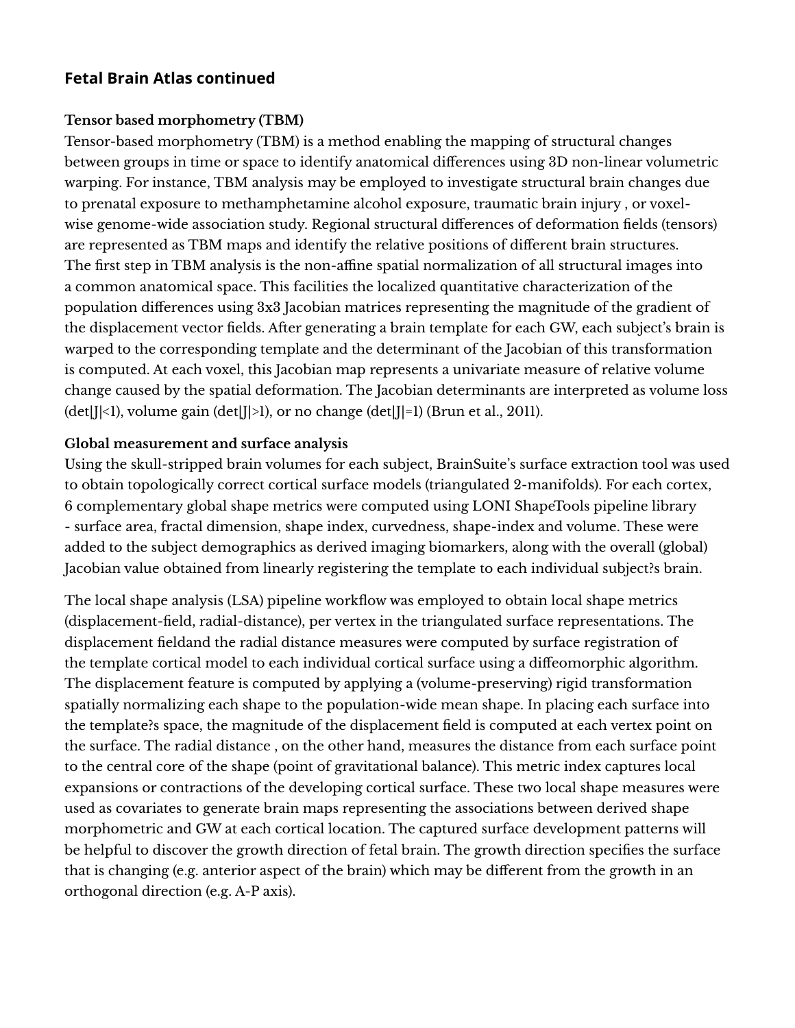## Fetal Brain Atlas continued

**Tensor based morphometry (TBM)**

Tensor-based morphometry (TBM) is a method enabling the mapping of structural changes between groups in time or space to identify anatomical differences using 3D non-linear volumetric warping. For instance, TBM analysis may be employed to investigate structural brain changes due to prenatal exposure to methamphetamine alcohol exposure, traumatic brain injury , or voxel-wise genome-wide association study. Regional structural differences of deformation fields (tensors) are represented as TBM maps and identify the relative positions of different brain structures. The first step in TBM analysis is the non-affine spatial normalization of all structural images into a common anatomical space. This facilities the localized quantitative characterization of the population differences using 3x3 Jacobian matrices representing the magnitude of the gradient of the displacement vector fields. After generating a brain template for each GW, each subject's brain is warped to the corresponding template and the determinant of the Jacobian of this transformation is computed. At each voxel, this Jacobian map represents a univariate measure of relative volume change caused by the spatial deformation. The Jacobian determinants are interpreted as volume loss ($\det|J|<1$), volume gain ($\det|J|>1$), or no change ($\det|J|=1$) (Brun et al., 2011).

**Global measurement and surface analysis**

Using the skull-stripped brain volumes for each subject, BrainSuite's surface extraction tool was used to obtain topologically correct cortical surface models (triangulated 2-manifolds). For each cortex, 6 complementary global shape metrics were computed using LONI ShapeTools pipeline library - surface area, fractal dimension, shape index, curvedness, shape-index and volume. These were added to the subject demographics as derived imaging biomarkers, along with the overall (global) Jacobian value obtained from linearly registering the template to each individual subject?s brain.

The local shape analysis (LSA) pipeline workflow was employed to obtain local shape metrics (displacement-field, radial-distance), per vertex in the triangulated surface representations. The displacement fieldand the radial distance measures were computed by surface registration of the template cortical model to each individual cortical surface using a diffeomorphic algorithm. The displacement feature is computed by applying a (volume-preserving) rigid transformation spatially normalizing each shape to the population-wide mean shape. In placing each surface into the template?s space, the magnitude of the displacement field is computed at each vertex point on the surface. The radial distance , on the other hand, measures the distance from each surface point to the central core of the shape (point of gravitational balance). This metric index captures local expansions or contractions of the developing cortical surface. These two local shape measures were used as covariates to generate brain maps representing the associations between derived shape morphometric and GW at each cortical location. The captured surface development patterns will be helpful to discover the growth direction of fetal brain. The growth direction specifies the surface that is changing (e.g. anterior aspect of the brain) which may be different from the growth in an orthogonal direction (e.g. A-P axis).